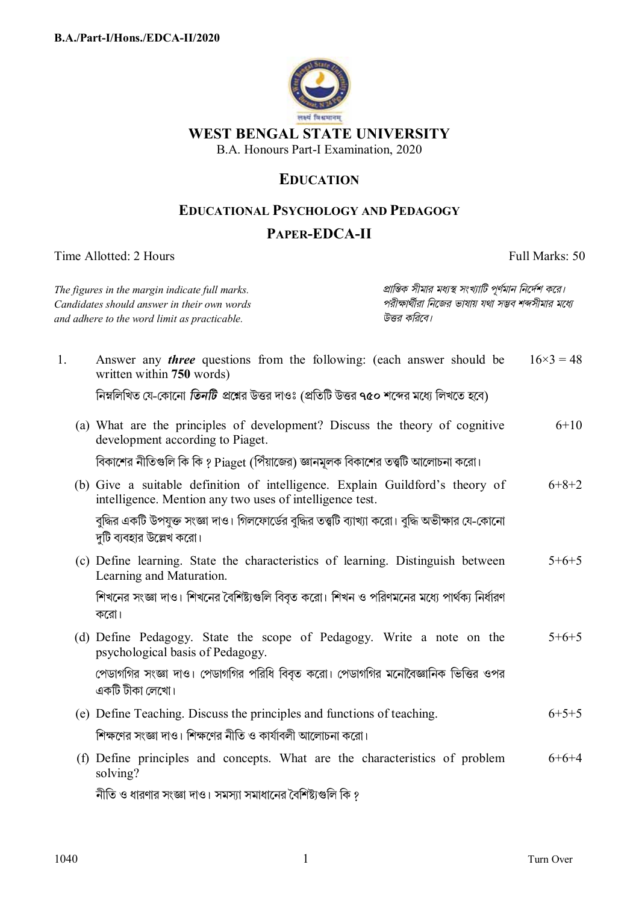B.A./Part-I/Hons./EDCA-II/2020

# WEST BENGAL STATE UNIVERSITY

B.A. Honours Part-I Examination, 2020

## EDUCATION

## EDUCATIONAL PSYCHOLOGY AND PEDAGOGY

## PAPER-EDCA-II

Time Allotted: 2 Hours　　　　Full Marks: 50

*The figures in the margin indicate full marks. Candidates should answer in their own words and adhere to the word limit as practicable.*

*প্রান্তিক সীমার মধ্যস্থ সংখ্যাটি পূর্ণমান নির্দেশ করে। পরীক্ষার্থীরা নিজের ভাষায় যথা সম্ভব শব্দসীমার মধ্যে উত্তর করিবে।*

1. Answer any ***three*** questions from the following: (each answer should be written within **750** words)　　16×3 = 48

নিম্নলিখিত যে-কোনো ***তিনটি*** প্রশ্নের উত্তর দাওঃ (প্রতিটি উত্তর **৭৫০** শব্দের মধ্যে লিখতে হবে)

(a) What are the principles of development? Discuss the theory of cognitive development according to Piaget.　　6+10

বিকাশের নীতিগুলি কি কি ? Piaget (পিঁয়াজের) জ্ঞানমূলক বিকাশের তত্ত্বটি আলোচনা করো।

(b) Give a suitable definition of intelligence. Explain Guildford's theory of intelligence. Mention any two uses of intelligence test.　　6+8+2

বুদ্ধির একটি উপযুক্ত সংজ্ঞা দাও। গিলফোর্ডের বুদ্ধির তত্ত্বটি ব্যাখ্যা করো। বুদ্ধি অভীক্ষার যে-কোনো দুটি ব্যবহার উল্লেখ করো।

(c) Define learning. State the characteristics of learning. Distinguish between Learning and Maturation.　　5+6+5

শিখনের সংজ্ঞা দাও। শিখনের বৈশিষ্ট্যগুলি বিবৃত করো। শিখন ও পরিণমনের মধ্যে পার্থক্য নির্ধারণ করো।

(d) Define Pedagogy. State the scope of Pedagogy. Write a note on the psychological basis of Pedagogy.　　5+6+5

পেডাগগির সংজ্ঞা দাও। পেডাগগির পরিধি বিবৃত করো। পেডাগগির মনোবৈজ্ঞানিক ভিত্তির ওপর একটি টীকা লেখো।

(e) Define Teaching. Discuss the principles and functions of teaching.　　6+5+5

শিক্ষণের সংজ্ঞা দাও। শিক্ষণের নীতি ও কার্যাবলী আলোচনা করো।

(f) Define principles and concepts. What are the characteristics of problem solving?　　6+6+4

নীতি ও ধারণার সংজ্ঞা দাও। সমস্যা সমাধানের বৈশিষ্ট্যগুলি কি ?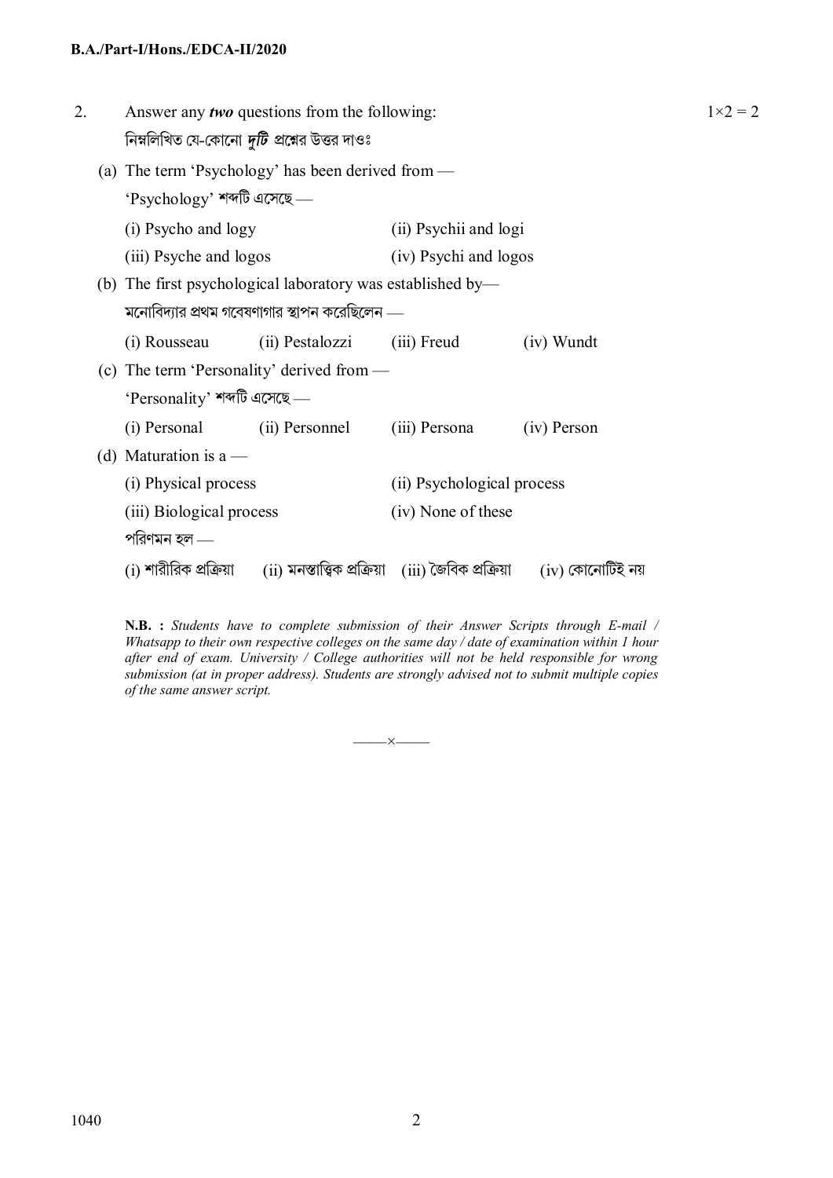2. Answer any ***two*** questions from the following: $1 \times 2 = 2$

নিম্নলিখিত যে-কোনো ***দুটি*** প্রশ্নের উত্তর দাওঃ

(a) The term 'Psychology' has been derived from —

'Psychology' শব্দটি এসেছে —

(i) Psycho and logy (ii) Psychii and logi

(iii) Psyche and logos (iv) Psychi and logos

(b) The first psychological laboratory was established by—

মনোবিদ্যার প্রথম গবেষণাগার স্থাপন করেছিলেন —

(i) Rousseau (ii) Pestalozzi (iii) Freud (iv) Wundt

(c) The term 'Personality' derived from —

'Personality' শব্দটি এসেছে —

(i) Personal (ii) Personnel (iii) Persona (iv) Person

(d) Maturation is a —

(i) Physical process (ii) Psychological process

(iii) Biological process (iv) None of these

পরিণমন হল —

(i) শারীরিক প্রক্রিয়া (ii) মনস্তাত্ত্বিক প্রক্রিয়া (iii) জৈবিক প্রক্রিয়া (iv) কোনোটিই নয়

**N.B. :** *Students have to complete submission of their Answer Scripts through E-mail / Whatsapp to their own respective colleges on the same day / date of examination within 1 hour after end of exam. University / College authorities will not be held responsible for wrong submission (at in proper address). Students are strongly advised not to submit multiple copies of the same answer script.*

——×——